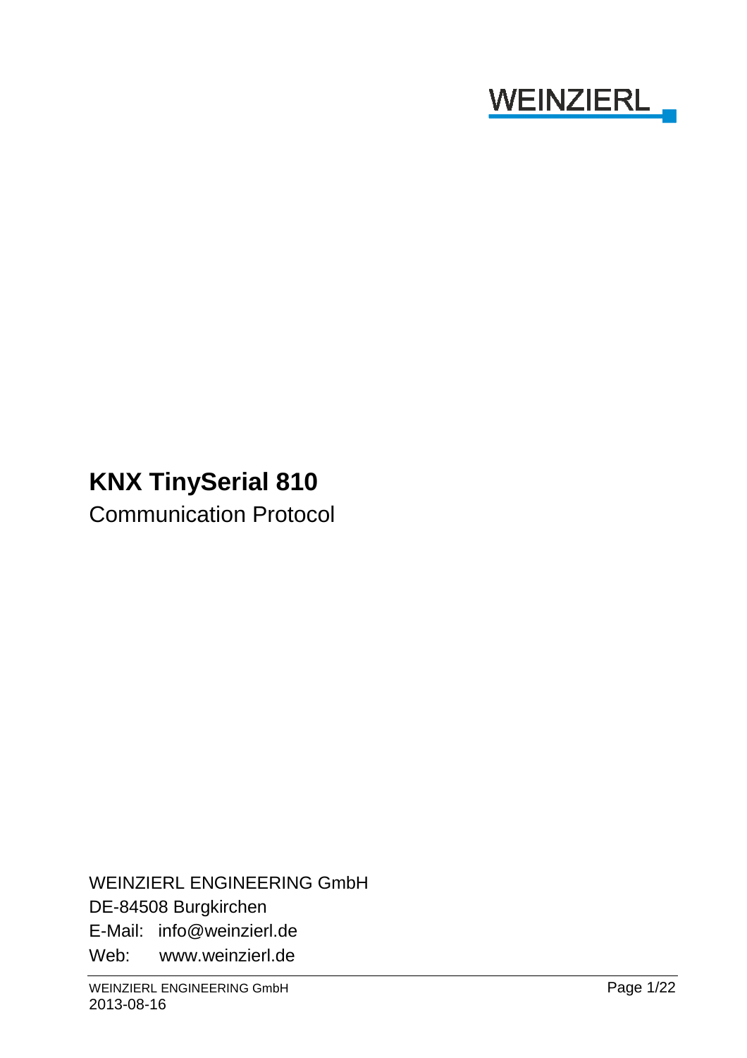WEINZIERL

# KNX TinySerial 810

Communication Protocol

WEINZIERL ENGINEERING GmbH

DE-84508 Burgkirchen

E-Mail: info@weinzierl.de

Web: www.weinzierl.de

2013-08-16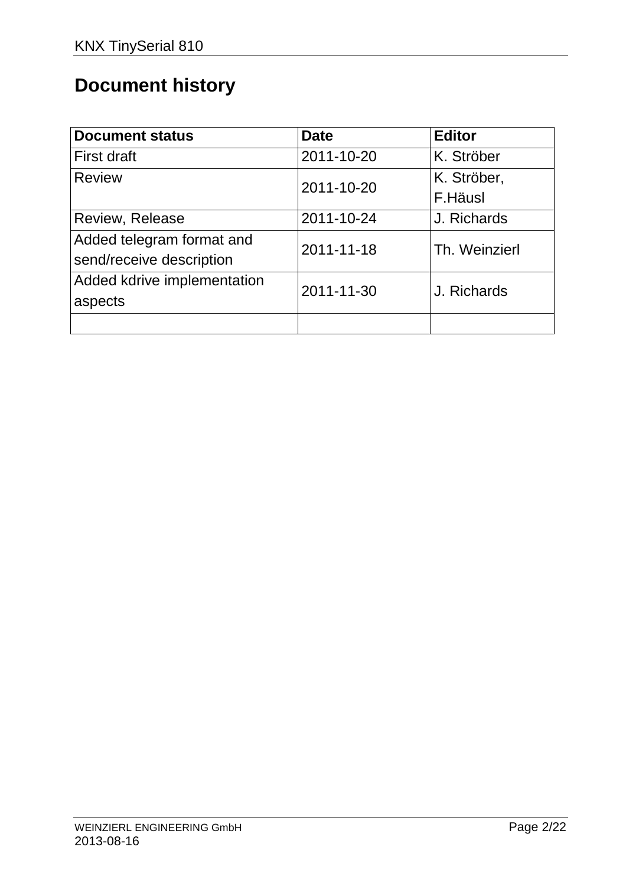# Document history

| Document status | Date | Editor |
|---|---|---|
| First draft | 2011-10-20 | K. Ströber |
| Review | 2011-10-20 | K. Ströber, F.Häusl |
| Review, Release | 2011-10-24 | J. Richards |
| Added telegram format and send/receive description | 2011-11-18 | Th. Weinzierl |
| Added kdrive implementation aspects | 2011-11-30 | J. Richards |
| | | |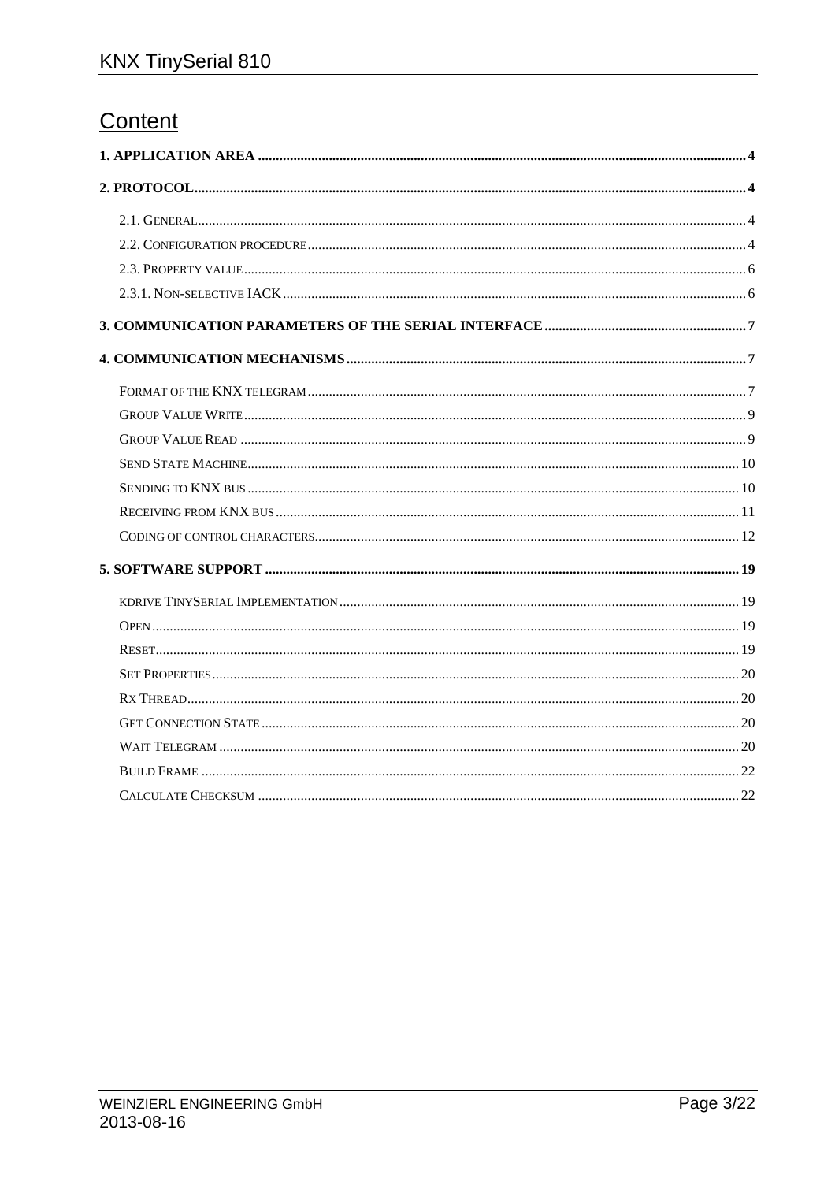# Content

**1. APPLICATION AREA** ........ 4

**2. PROTOCOL** ........ 4

- 2.1. GENERAL ........ 4
- 2.2. CONFIGURATION PROCEDURE ........ 4
- 2.3. PROPERTY VALUE ........ 6
- 2.3.1. NON-SELECTIVE IACK ........ 6

**3. COMMUNICATION PARAMETERS OF THE SERIAL INTERFACE** ........ 7

**4. COMMUNICATION MECHANISMS** ........ 7

- FORMAT OF THE KNX TELEGRAM ........ 7
- GROUP VALUE WRITE ........ 9
- GROUP VALUE READ ........ 9
- SEND STATE MACHINE ........ 10
- SENDING TO KNX BUS ........ 10
- RECEIVING FROM KNX BUS ........ 11
- CODING OF CONTROL CHARACTERS ........ 12

**5. SOFTWARE SUPPORT** ........ 19

- KDRIVE TINYSERIAL IMPLEMENTATION ........ 19
- OPEN ........ 19
- RESET ........ 19
- SET PROPERTIES ........ 20
- RX THREAD ........ 20
- GET CONNECTION STATE ........ 20
- WAIT TELEGRAM ........ 20
- BUILD FRAME ........ 22
- CALCULATE CHECKSUM ........ 22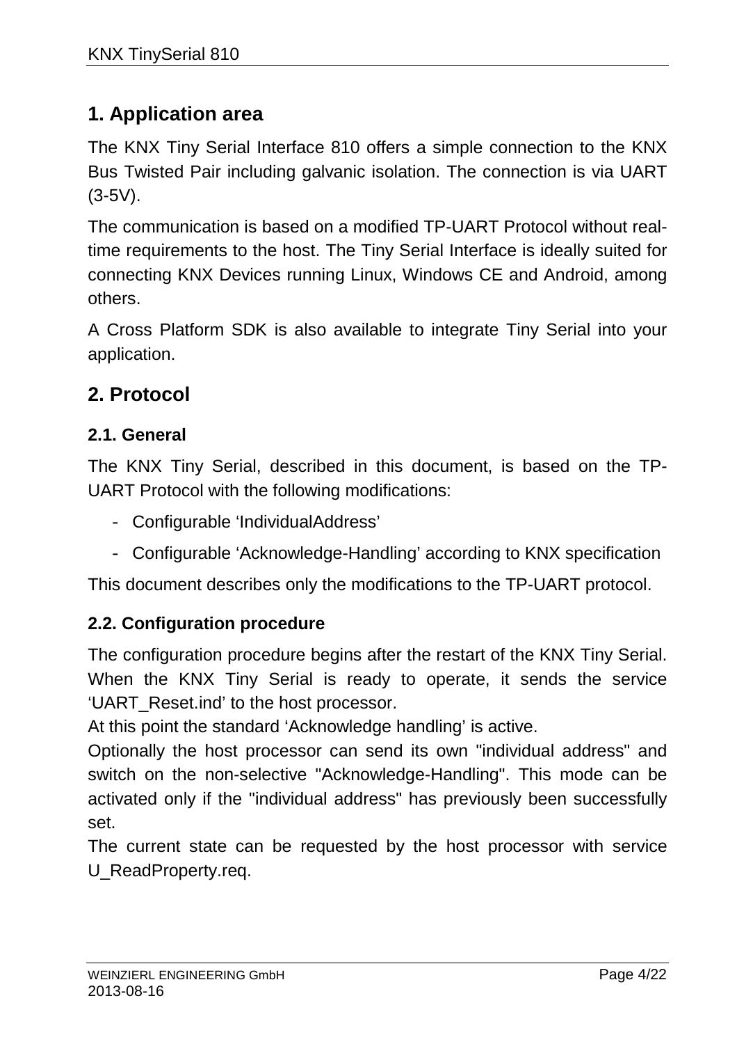# 1. Application area

The KNX Tiny Serial Interface 810 offers a simple connection to the KNX Bus Twisted Pair including galvanic isolation. The connection is via UART (3-5V).

The communication is based on a modified TP-UART Protocol without real-time requirements to the host. The Tiny Serial Interface is ideally suited for connecting KNX Devices running Linux, Windows CE and Android, among others.

A Cross Platform SDK is also available to integrate Tiny Serial into your application.

# 2. Protocol

## 2.1. General

The KNX Tiny Serial, described in this document, is based on the TP-UART Protocol with the following modifications:

- Configurable ‘IndividualAddress’
- Configurable ‘Acknowledge-Handling’ according to KNX specification

This document describes only the modifications to the TP-UART protocol.

## 2.2. Configuration procedure

The configuration procedure begins after the restart of the KNX Tiny Serial. When the KNX Tiny Serial is ready to operate, it sends the service ‘UART_Reset.ind’ to the host processor.
At this point the standard ‘Acknowledge handling’ is active.
Optionally the host processor can send its own "individual address" and switch on the non-selective "Acknowledge-Handling". This mode can be activated only if the "individual address" has previously been successfully set.
The current state can be requested by the host processor with service U_ReadProperty.req.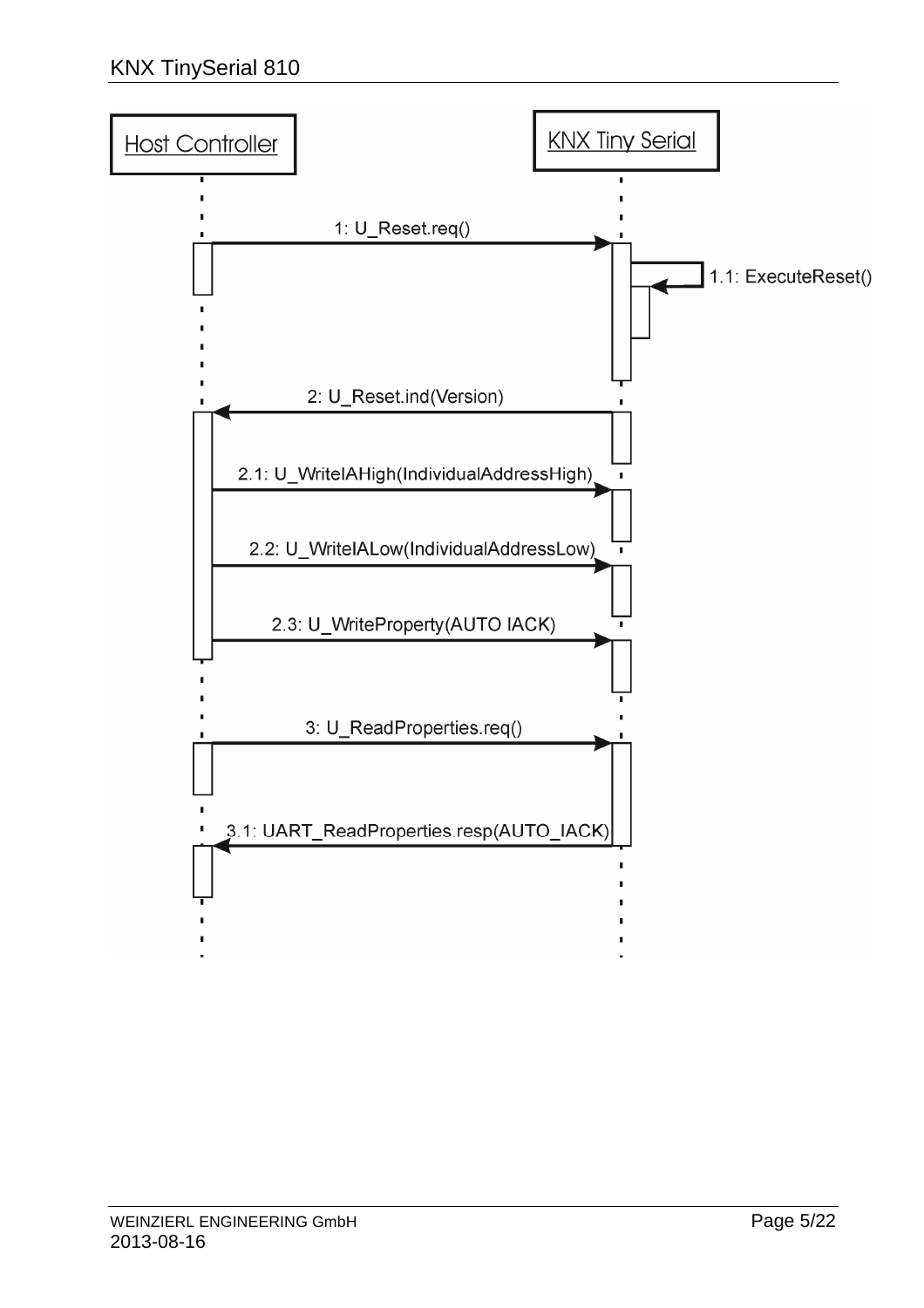Host Controller

KNX Tiny Serial

1: U_Reset.req()

1.1: ExecuteReset()

2: U_Reset.ind(Version)

2.1: U_WriteIAHigh(IndividualAddressHigh)

2.2: U_WriteIALow(IndividualAddressLow)

2.3: U_WriteProperty(AUTO IACK)

3: U_ReadProperties.req()

3.1: UART_ReadProperties.resp(AUTO_IACK)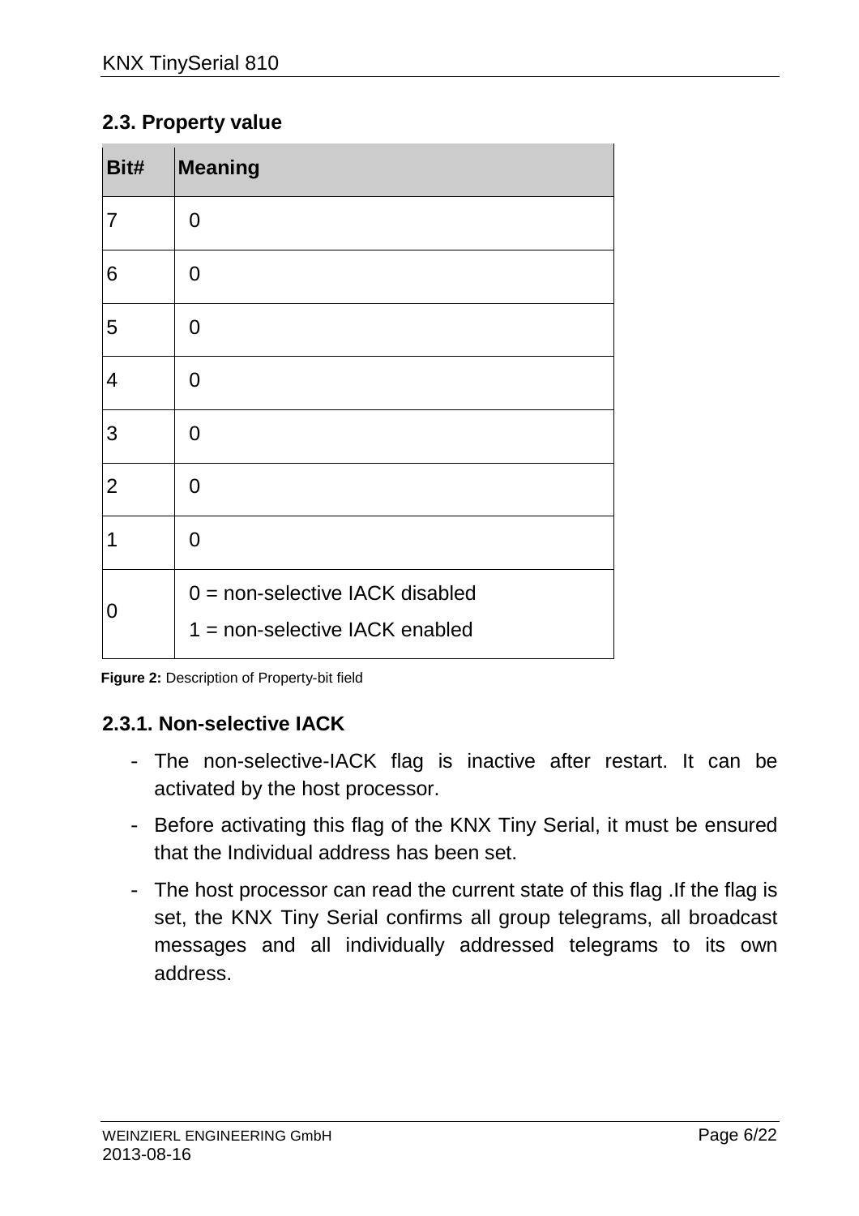## 2.3. Property value

| Bit# | Meaning |
|---|---|
| 7 | 0 |
| 6 | 0 |
| 5 | 0 |
| 4 | 0 |
| 3 | 0 |
| 2 | 0 |
| 1 | 0 |
| 0 | 0 = non-selective IACK disabled<br>1 = non-selective IACK enabled |

**Figure 2:** Description of Property-bit field

### 2.3.1. Non-selective IACK

- The non-selective-IACK flag is inactive after restart. It can be activated by the host processor.
- Before activating this flag of the KNX Tiny Serial, it must be ensured that the Individual address has been set.
- The host processor can read the current state of this flag .If the flag is set, the KNX Tiny Serial confirms all group telegrams, all broadcast messages and all individually addressed telegrams to its own address.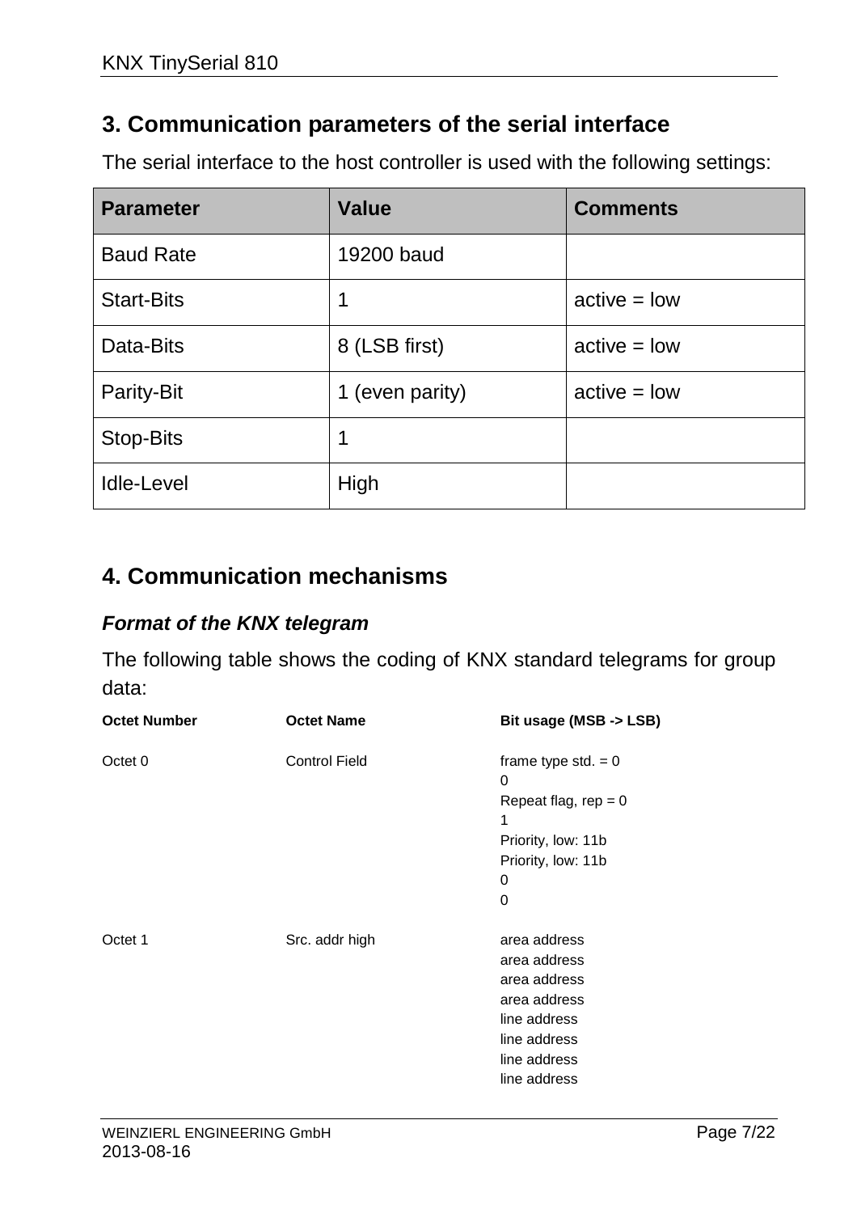## 3. Communication parameters of the serial interface

The serial interface to the host controller is used with the following settings:

| Parameter | Value | Comments |
|---|---|---|
| Baud Rate | 19200 baud | |
| Start-Bits | 1 | active = low |
| Data-Bits | 8 (LSB first) | active = low |
| Parity-Bit | 1 (even parity) | active = low |
| Stop-Bits | 1 | |
| Idle-Level | High | |

## 4. Communication mechanisms

### *Format of the KNX telegram*

The following table shows the coding of KNX standard telegrams for group data:

| Octet Number | Octet Name | Bit usage (MSB -> LSB) |
|---|---|---|
| Octet 0 | Control Field | frame type std. = 0<br>0<br>Repeat flag, rep = 0<br>1<br>Priority, low: 11b<br>Priority, low: 11b<br>0<br>0 |
| Octet 1 | Src. addr high | area address<br>area address<br>area address<br>area address<br>line address<br>line address<br>line address<br>line address |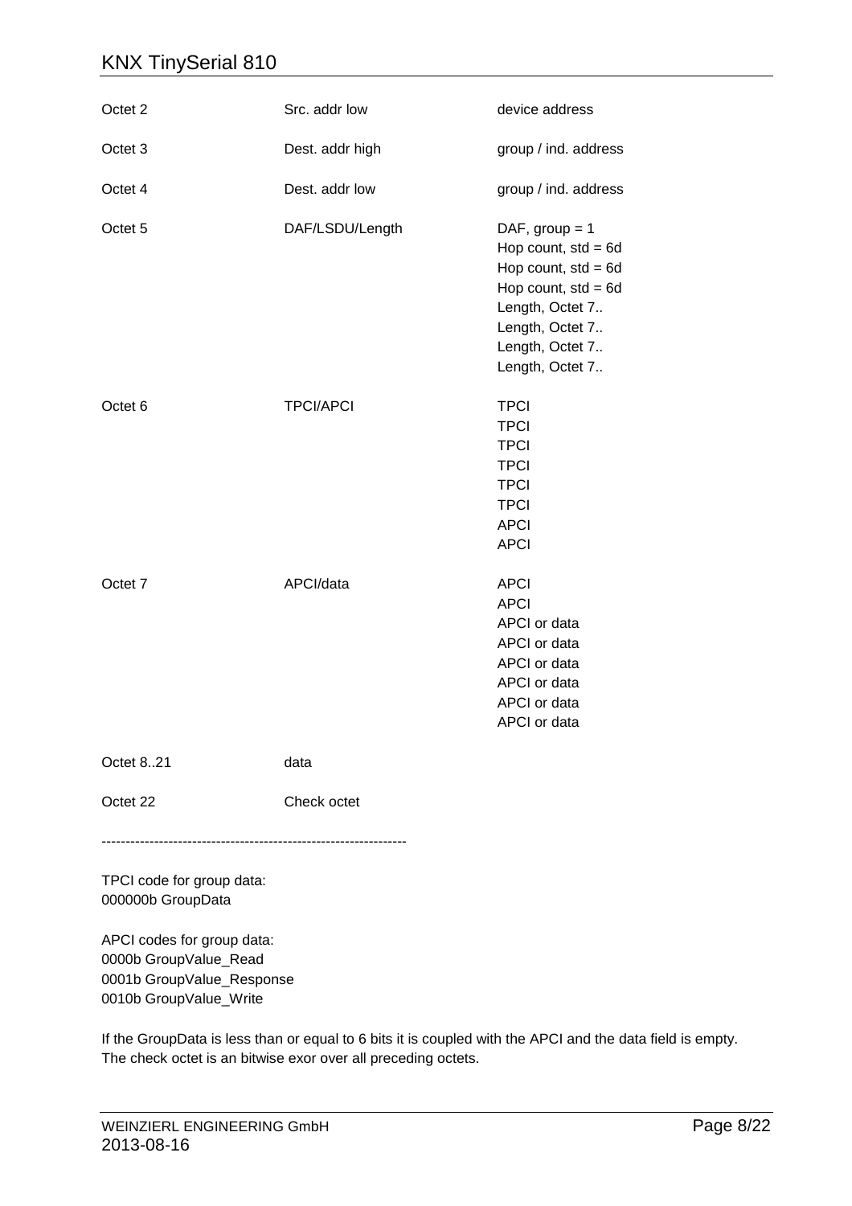| | | |
|---|---|---|
| Octet 2 | Src. addr low | device address |
| Octet 3 | Dest. addr high | group / ind. address |
| Octet 4 | Dest. addr low | group / ind. address |
| Octet 5 | DAF/LSDU/Length | DAF, group = 1<br>Hop count, std = 6d<br>Hop count, std = 6d<br>Hop count, std = 6d<br>Length, Octet 7..<br>Length, Octet 7..<br>Length, Octet 7..<br>Length, Octet 7.. |
| Octet 6 | TPCI/APCI | TPCI<br>TPCI<br>TPCI<br>TPCI<br>TPCI<br>TPCI<br>APCI<br>APCI |
| Octet 7 | APCI/data | APCI<br>APCI<br>APCI or data<br>APCI or data<br>APCI or data<br>APCI or data<br>APCI or data<br>APCI or data |
| Octet 8..21 | data | |
| Octet 22 | Check octet | |

---------------------------------------------------------------

TPCI code for group data:
000000b GroupData

APCI codes for group data:
0000b GroupValue_Read
0001b GroupValue_Response
0010b GroupValue_Write

If the GroupData is less than or equal to 6 bits it is coupled with the APCI and the data field is empty.
The check octet is an bitwise exor over all preceding octets.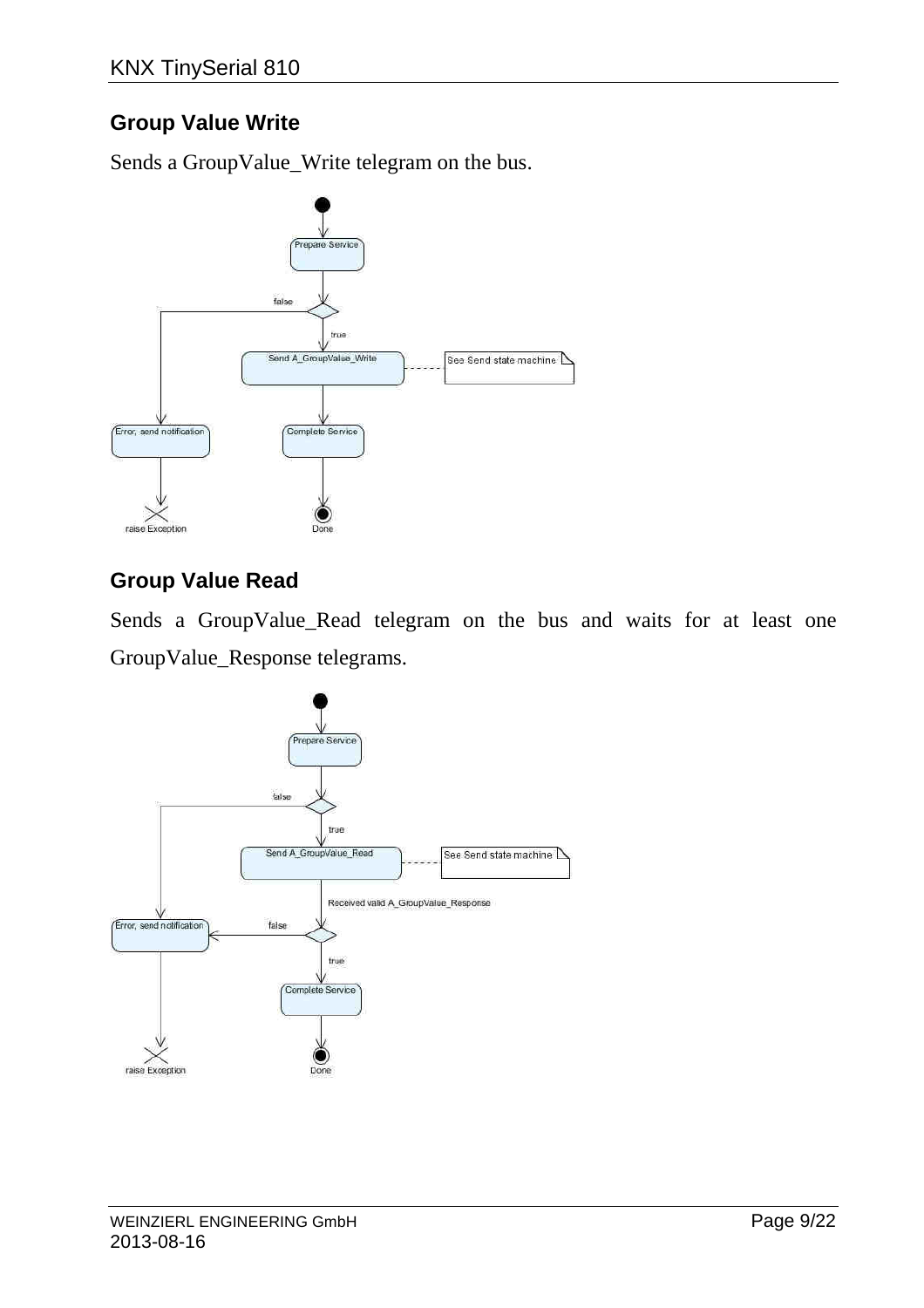## Group Value Write

Sends a GroupValue_Write telegram on the bus.

## Group Value Read

Sends a GroupValue_Read telegram on the bus and waits for at least one GroupValue_Response telegrams.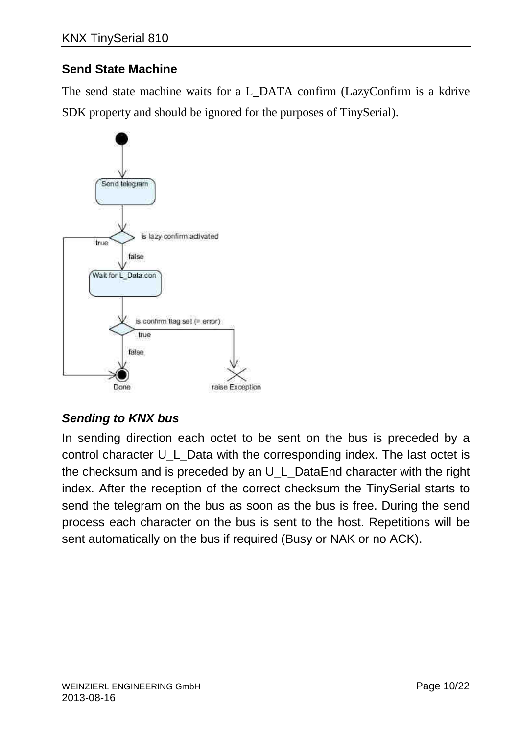### Send State Machine

The send state machine waits for a L_DATA confirm (LazyConfirm is a kdrive SDK property and should be ignored for the purposes of TinySerial).

#### *Sending to KNX bus*

In sending direction each octet to be sent on the bus is preceded by a control character U_L_Data with the corresponding index. The last octet is the checksum and is preceded by an U_L_DataEnd character with the right index. After the reception of the correct checksum the TinySerial starts to send the telegram on the bus as soon as the bus is free. During the send process each character on the bus is sent to the host. Repetitions will be sent automatically on the bus if required (Busy or NAK or no ACK).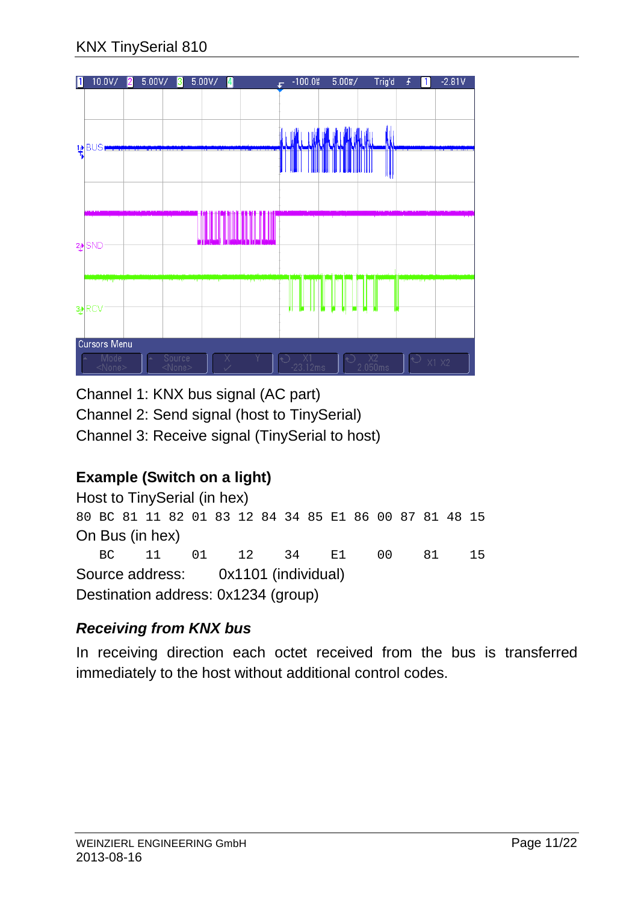Channel 1: KNX bus signal (AC part)
Channel 2: Send signal (host to TinySerial)
Channel 3: Receive signal (TinySerial to host)

**Example (Switch on a light)**

Host to TinySerial (in hex)

```
80 BC 81 11 82 01 83 12 84 34 85 E1 86 00 87 81 48 15
```

On Bus (in hex)

```
   BC    11    01    12    34    E1    00    81    15
```

Source address:      0x1101 (individual)
Destination address: 0x1234 (group)

### *Receiving from KNX bus*

In receiving direction each octet received from the bus is transferred immediately to the host without additional control codes.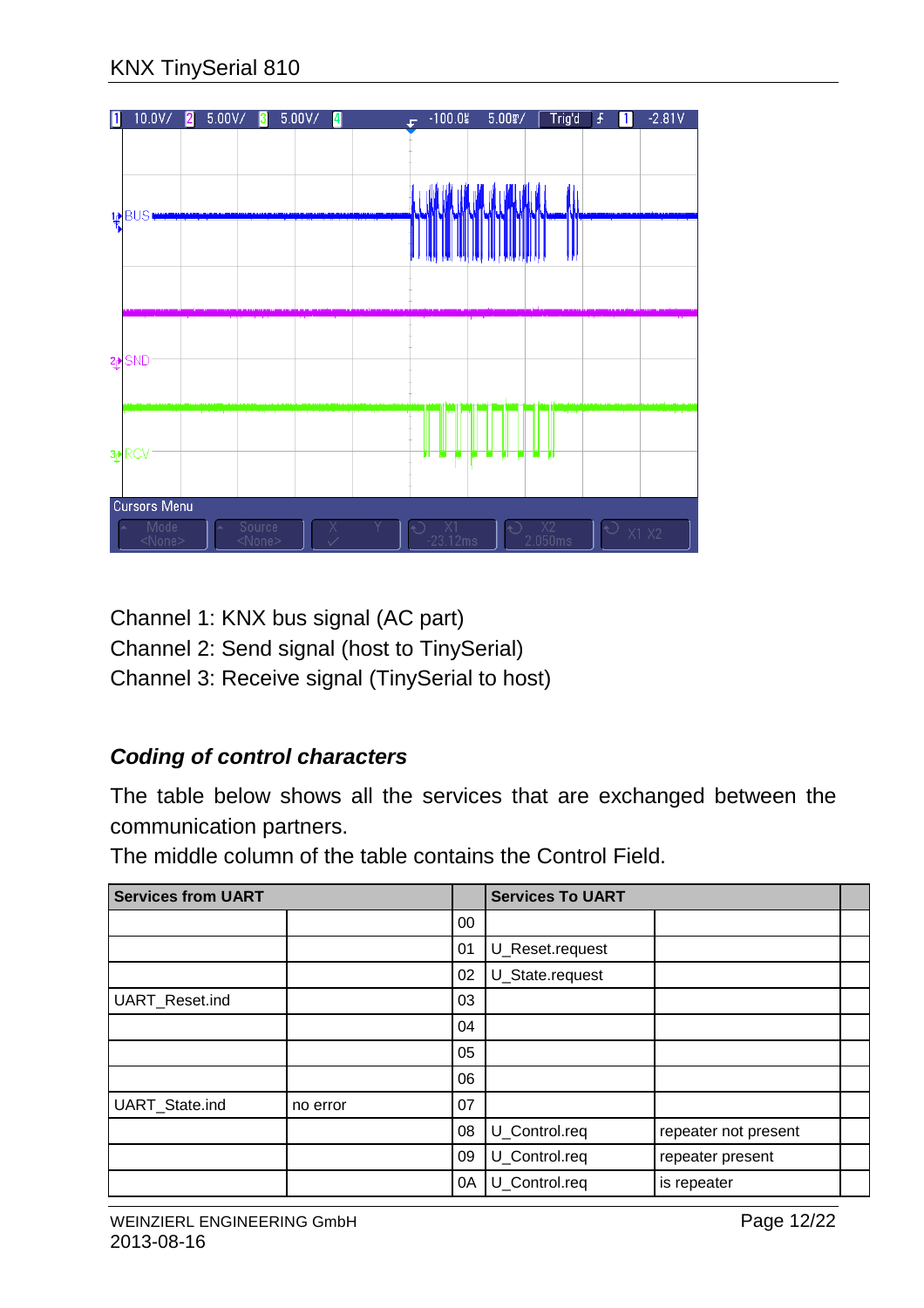Channel 1: KNX bus signal (AC part)
Channel 2: Send signal (host to TinySerial)
Channel 3: Receive signal (TinySerial to host)

### *Coding of control characters*

The table below shows all the services that are exchanged between the communication partners.
The middle column of the table contains the Control Field.

| Services from UART | | | Services To UART | | |
|---|---|---|---|---|---|
| | | 00 | | | |
| | | 01 | U_Reset.request | | |
| | | 02 | U_State.request | | |
| UART_Reset.ind | | 03 | | | |
| | | 04 | | | |
| | | 05 | | | |
| | | 06 | | | |
| UART_State.ind | no error | 07 | | | |
| | | 08 | U_Control.req | repeater not present | |
| | | 09 | U_Control.req | repeater present | |
| | | 0A | U_Control.req | is repeater | |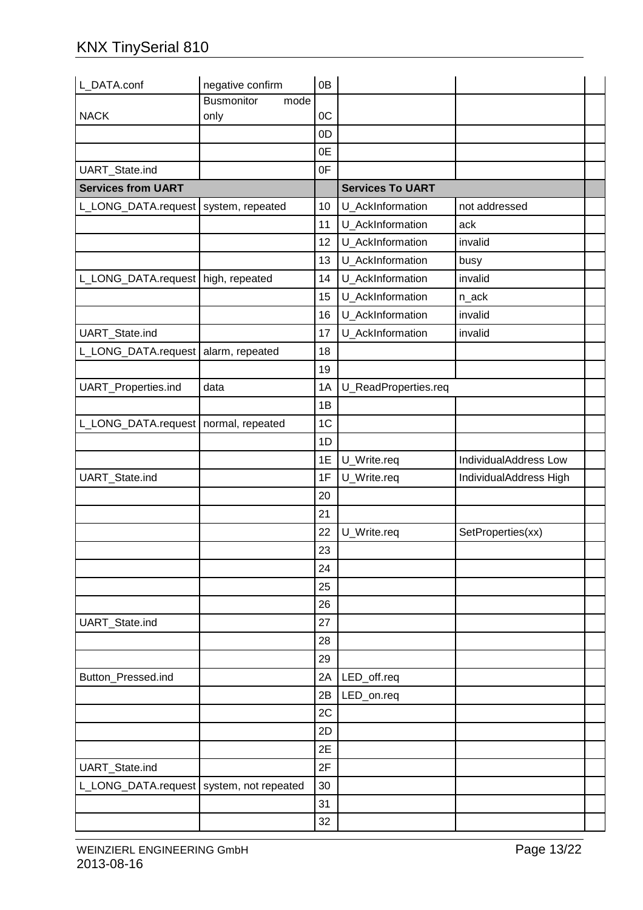| | | | | | |
|---|---|---|---|---|---|
| L_DATA.conf | negative confirm | 0B | | | |
| NACK | Busmonitor mode only | 0C | | | |
| | | 0D | | | |
| | | 0E | | | |
| UART_State.ind | | 0F | | | |
| **Services from UART** | | | **Services To UART** | | |
| L_LONG_DATA.request | system, repeated | 10 | U_AckInformation | not addressed | |
| | | 11 | U_AckInformation | ack | |
| | | 12 | U_AckInformation | invalid | |
| | | 13 | U_AckInformation | busy | |
| L_LONG_DATA.request | high, repeated | 14 | U_AckInformation | invalid | |
| | | 15 | U_AckInformation | n_ack | |
| | | 16 | U_AckInformation | invalid | |
| UART_State.ind | | 17 | U_AckInformation | invalid | |
| L_LONG_DATA.request | alarm, repeated | 18 | | | |
| | | 19 | | | |
| UART_Properties.ind | data | 1A | U_ReadProperties.req | | |
| | | 1B | | | |
| L_LONG_DATA.request | normal, repeated | 1C | | | |
| | | 1D | | | |
| | | 1E | U_Write.req | IndividualAddress Low | |
| UART_State.ind | | 1F | U_Write.req | IndividualAddress High | |
| | | 20 | | | |
| | | 21 | | | |
| | | 22 | U_Write.req | SetProperties(xx) | |
| | | 23 | | | |
| | | 24 | | | |
| | | 25 | | | |
| | | 26 | | | |
| UART_State.ind | | 27 | | | |
| | | 28 | | | |
| | | 29 | | | |
| Button_Pressed.ind | | 2A | LED_off.req | | |
| | | 2B | LED_on.req | | |
| | | 2C | | | |
| | | 2D | | | |
| | | 2E | | | |
| UART_State.ind | | 2F | | | |
| L_LONG_DATA.request | system, not repeated | 30 | | | |
| | | 31 | | | |
| | | 32 | | | |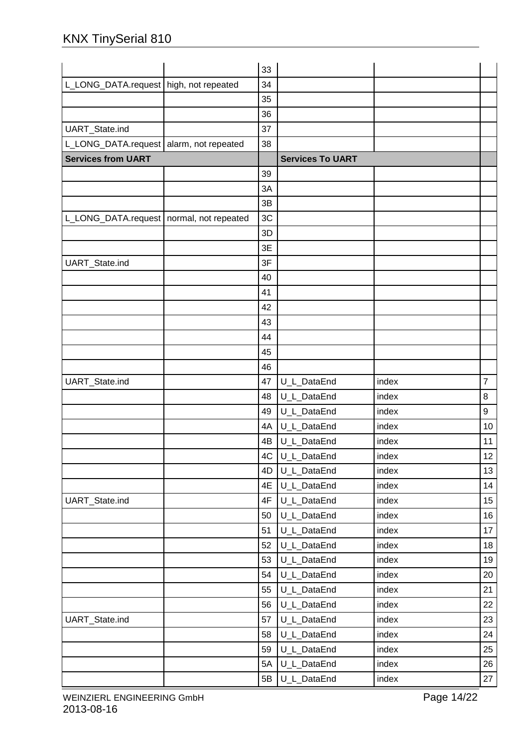| | | | | | |
|---|---|---|---|---|---|
| | | 33 | | | |
| L_LONG_DATA.request | high, not repeated | 34 | | | |
| | | 35 | | | |
| | | 36 | | | |
| UART_State.ind | | 37 | | | |
| L_LONG_DATA.request | alarm, not repeated | 38 | | | |
| **Services from UART** | | | **Services To UART** | | |
| | | 39 | | | |
| | | 3A | | | |
| | | 3B | | | |
| L_LONG_DATA.request | normal, not repeated | 3C | | | |
| | | 3D | | | |
| | | 3E | | | |
| UART_State.ind | | 3F | | | |
| | | 40 | | | |
| | | 41 | | | |
| | | 42 | | | |
| | | 43 | | | |
| | | 44 | | | |
| | | 45 | | | |
| | | 46 | | | |
| UART_State.ind | | 47 | U_L_DataEnd | index | 7 |
| | | 48 | U_L_DataEnd | index | 8 |
| | | 49 | U_L_DataEnd | index | 9 |
| | | 4A | U_L_DataEnd | index | 10 |
| | | 4B | U_L_DataEnd | index | 11 |
| | | 4C | U_L_DataEnd | index | 12 |
| | | 4D | U_L_DataEnd | index | 13 |
| | | 4E | U_L_DataEnd | index | 14 |
| UART_State.ind | | 4F | U_L_DataEnd | index | 15 |
| | | 50 | U_L_DataEnd | index | 16 |
| | | 51 | U_L_DataEnd | index | 17 |
| | | 52 | U_L_DataEnd | index | 18 |
| | | 53 | U_L_DataEnd | index | 19 |
| | | 54 | U_L_DataEnd | index | 20 |
| | | 55 | U_L_DataEnd | index | 21 |
| | | 56 | U_L_DataEnd | index | 22 |
| UART_State.ind | | 57 | U_L_DataEnd | index | 23 |
| | | 58 | U_L_DataEnd | index | 24 |
| | | 59 | U_L_DataEnd | index | 25 |
| | | 5A | U_L_DataEnd | index | 26 |
| | | 5B | U_L_DataEnd | index | 27 |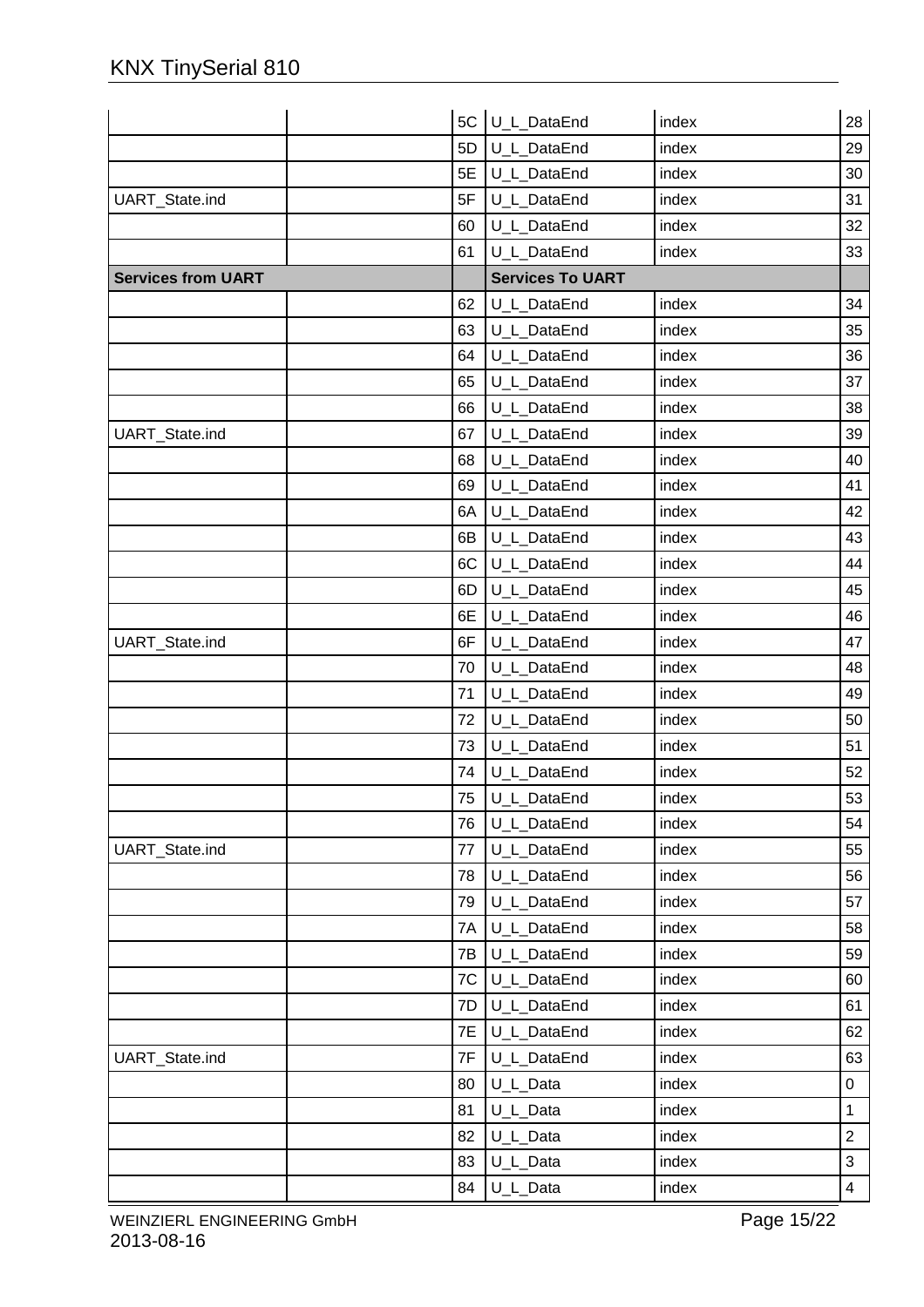| | | | | | |
|---|---|---|---|---|---|
| | | 5C | U_L_DataEnd | index | 28 |
| | | 5D | U_L_DataEnd | index | 29 |
| | | 5E | U_L_DataEnd | index | 30 |
| UART_State.ind | | 5F | U_L_DataEnd | index | 31 |
| | | 60 | U_L_DataEnd | index | 32 |
| | | 61 | U_L_DataEnd | index | 33 |
| **Services from UART** | | | **Services To UART** | | |
| | | 62 | U_L_DataEnd | index | 34 |
| | | 63 | U_L_DataEnd | index | 35 |
| | | 64 | U_L_DataEnd | index | 36 |
| | | 65 | U_L_DataEnd | index | 37 |
| | | 66 | U_L_DataEnd | index | 38 |
| UART_State.ind | | 67 | U_L_DataEnd | index | 39 |
| | | 68 | U_L_DataEnd | index | 40 |
| | | 69 | U_L_DataEnd | index | 41 |
| | | 6A | U_L_DataEnd | index | 42 |
| | | 6B | U_L_DataEnd | index | 43 |
| | | 6C | U_L_DataEnd | index | 44 |
| | | 6D | U_L_DataEnd | index | 45 |
| | | 6E | U_L_DataEnd | index | 46 |
| UART_State.ind | | 6F | U_L_DataEnd | index | 47 |
| | | 70 | U_L_DataEnd | index | 48 |
| | | 71 | U_L_DataEnd | index | 49 |
| | | 72 | U_L_DataEnd | index | 50 |
| | | 73 | U_L_DataEnd | index | 51 |
| | | 74 | U_L_DataEnd | index | 52 |
| | | 75 | U_L_DataEnd | index | 53 |
| | | 76 | U_L_DataEnd | index | 54 |
| UART_State.ind | | 77 | U_L_DataEnd | index | 55 |
| | | 78 | U_L_DataEnd | index | 56 |
| | | 79 | U_L_DataEnd | index | 57 |
| | | 7A | U_L_DataEnd | index | 58 |
| | | 7B | U_L_DataEnd | index | 59 |
| | | 7C | U_L_DataEnd | index | 60 |
| | | 7D | U_L_DataEnd | index | 61 |
| | | 7E | U_L_DataEnd | index | 62 |
| UART_State.ind | | 7F | U_L_DataEnd | index | 63 |
| | | 80 | U_L_Data | index | 0 |
| | | 81 | U_L_Data | index | 1 |
| | | 82 | U_L_Data | index | 2 |
| | | 83 | U_L_Data | index | 3 |
| | | 84 | U_L_Data | index | 4 |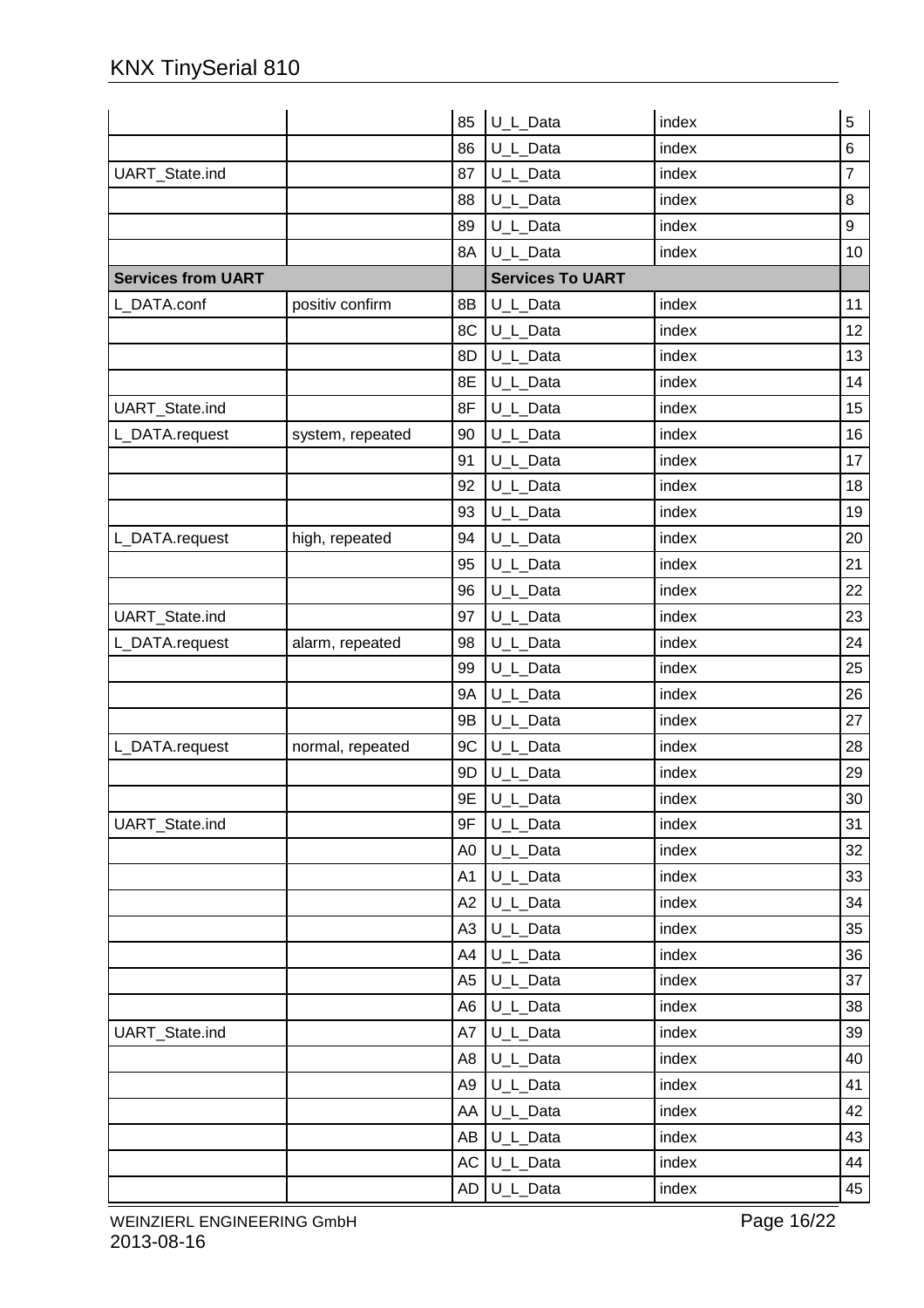| | | | | | |
|---|---|---|---|---|---|
| | | 85 | U_L_Data | index | 5 |
| | | 86 | U_L_Data | index | 6 |
| UART_State.ind | | 87 | U_L_Data | index | 7 |
| | | 88 | U_L_Data | index | 8 |
| | | 89 | U_L_Data | index | 9 |
| | | 8A | U_L_Data | index | 10 |
| **Services from UART** | | | **Services To UART** | | |
| L_DATA.conf | positiv confirm | 8B | U_L_Data | index | 11 |
| | | 8C | U_L_Data | index | 12 |
| | | 8D | U_L_Data | index | 13 |
| | | 8E | U_L_Data | index | 14 |
| UART_State.ind | | 8F | U_L_Data | index | 15 |
| L_DATA.request | system, repeated | 90 | U_L_Data | index | 16 |
| | | 91 | U_L_Data | index | 17 |
| | | 92 | U_L_Data | index | 18 |
| | | 93 | U_L_Data | index | 19 |
| L_DATA.request | high, repeated | 94 | U_L_Data | index | 20 |
| | | 95 | U_L_Data | index | 21 |
| | | 96 | U_L_Data | index | 22 |
| UART_State.ind | | 97 | U_L_Data | index | 23 |
| L_DATA.request | alarm, repeated | 98 | U_L_Data | index | 24 |
| | | 99 | U_L_Data | index | 25 |
| | | 9A | U_L_Data | index | 26 |
| | | 9B | U_L_Data | index | 27 |
| L_DATA.request | normal, repeated | 9C | U_L_Data | index | 28 |
| | | 9D | U_L_Data | index | 29 |
| | | 9E | U_L_Data | index | 30 |
| UART_State.ind | | 9F | U_L_Data | index | 31 |
| | | A0 | U_L_Data | index | 32 |
| | | A1 | U_L_Data | index | 33 |
| | | A2 | U_L_Data | index | 34 |
| | | A3 | U_L_Data | index | 35 |
| | | A4 | U_L_Data | index | 36 |
| | | A5 | U_L_Data | index | 37 |
| | | A6 | U_L_Data | index | 38 |
| UART_State.ind | | A7 | U_L_Data | index | 39 |
| | | A8 | U_L_Data | index | 40 |
| | | A9 | U_L_Data | index | 41 |
| | | AA | U_L_Data | index | 42 |
| | | AB | U_L_Data | index | 43 |
| | | AC | U_L_Data | index | 44 |
| | | AD | U_L_Data | index | 45 |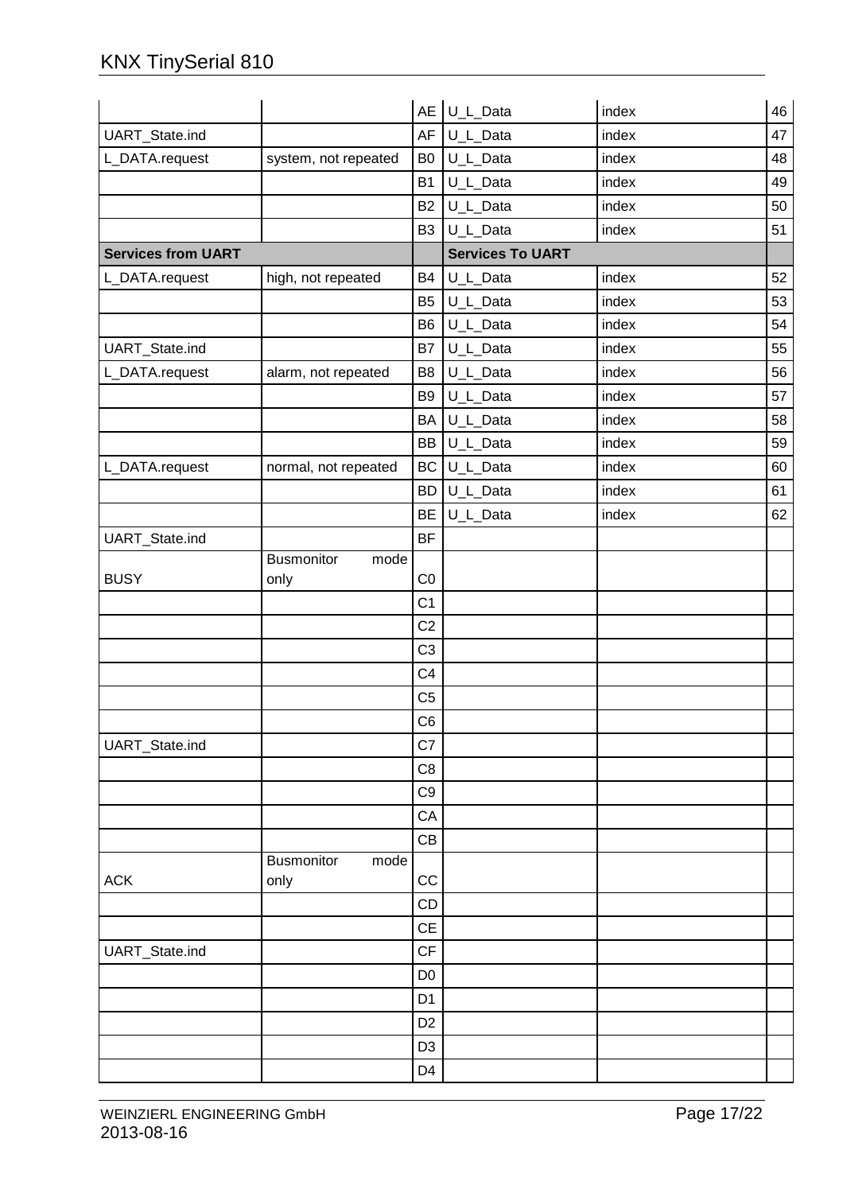| | | AE | U_L_Data | index | 46 |
|---|---|---|---|---|---|
| UART_State.ind | | AF | U_L_Data | index | 47 |
| L_DATA.request | system, not repeated | B0 | U_L_Data | index | 48 |
| | | B1 | U_L_Data | index | 49 |
| | | B2 | U_L_Data | index | 50 |
| | | B3 | U_L_Data | index | 51 |
| **Services from UART** | | | **Services To UART** | | |
| L_DATA.request | high, not repeated | B4 | U_L_Data | index | 52 |
| | | B5 | U_L_Data | index | 53 |
| | | B6 | U_L_Data | index | 54 |
| UART_State.ind | | B7 | U_L_Data | index | 55 |
| L_DATA.request | alarm, not repeated | B8 | U_L_Data | index | 56 |
| | | B9 | U_L_Data | index | 57 |
| | | BA | U_L_Data | index | 58 |
| | | BB | U_L_Data | index | 59 |
| L_DATA.request | normal, not repeated | BC | U_L_Data | index | 60 |
| | | BD | U_L_Data | index | 61 |
| | | BE | U_L_Data | index | 62 |
| UART_State.ind | | BF | | | |
| BUSY | Busmonitor mode only | C0 | | | |
| | | C1 | | | |
| | | C2 | | | |
| | | C3 | | | |
| | | C4 | | | |
| | | C5 | | | |
| | | C6 | | | |
| UART_State.ind | | C7 | | | |
| | | C8 | | | |
| | | C9 | | | |
| | | CA | | | |
| | | CB | | | |
| ACK | Busmonitor mode only | CC | | | |
| | | CD | | | |
| | | CE | | | |
| UART_State.ind | | CF | | | |
| | | D0 | | | |
| | | D1 | | | |
| | | D2 | | | |
| | | D3 | | | |
| | | D4 | | | |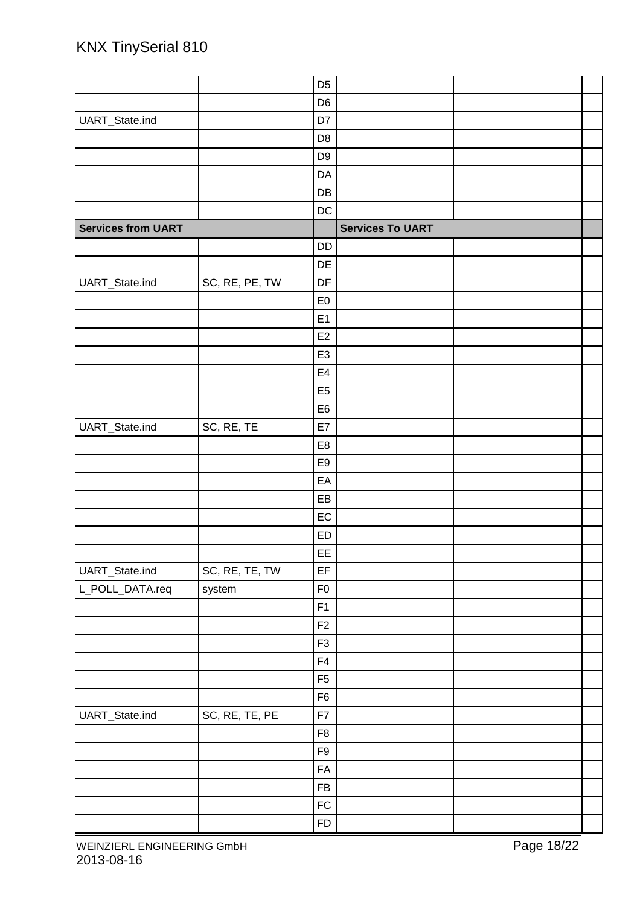| | | | | | |
|---|---|---|---|---|---|
| | | D5 | | | |
| | | D6 | | | |
| UART_State.ind | | D7 | | | |
| | | D8 | | | |
| | | D9 | | | |
| | | DA | | | |
| | | DB | | | |
| | | DC | | | |
| **Services from UART** | | | **Services To UART** | | |
| | | DD | | | |
| | | DE | | | |
| UART_State.ind | SC, RE, PE, TW | DF | | | |
| | | E0 | | | |
| | | E1 | | | |
| | | E2 | | | |
| | | E3 | | | |
| | | E4 | | | |
| | | E5 | | | |
| | | E6 | | | |
| UART_State.ind | SC, RE, TE | E7 | | | |
| | | E8 | | | |
| | | E9 | | | |
| | | EA | | | |
| | | EB | | | |
| | | EC | | | |
| | | ED | | | |
| | | EE | | | |
| UART_State.ind | SC, RE, TE, TW | EF | | | |
| L_POLL_DATA.req | system | F0 | | | |
| | | F1 | | | |
| | | F2 | | | |
| | | F3 | | | |
| | | F4 | | | |
| | | F5 | | | |
| | | F6 | | | |
| UART_State.ind | SC, RE, TE, PE | F7 | | | |
| | | F8 | | | |
| | | F9 | | | |
| | | FA | | | |
| | | FB | | | |
| | | FC | | | |
| | | FD | | | |

WEINZIERL ENGINEERING GmbH
2013-08-16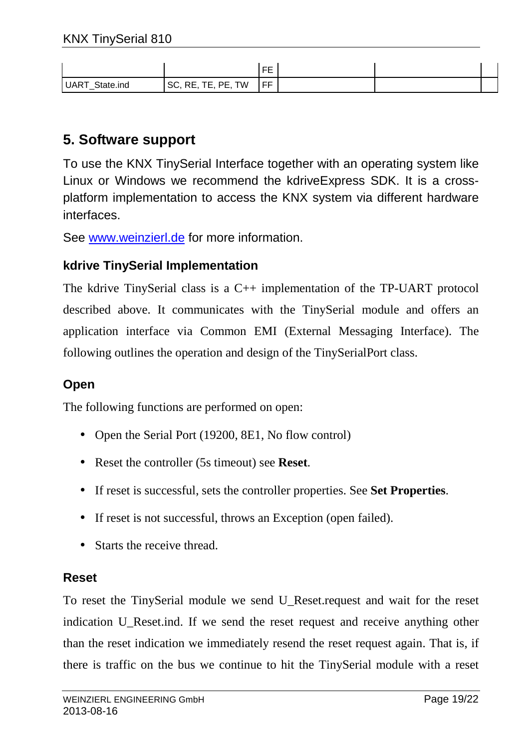|  |  | FE |  |  |  |
| --- | --- | --- | --- | --- | --- |
| UART_State.ind | SC, RE, TE, PE, TW | FF |  |  |  |

## 5. Software support

To use the KNX TinySerial Interface together with an operating system like Linux or Windows we recommend the kdriveExpress SDK. It is a cross-platform implementation to access the KNX system via different hardware interfaces.

See www.weinzierl.de for more information.

### kdrive TinySerial Implementation

The kdrive TinySerial class is a C++ implementation of the TP-UART protocol described above. It communicates with the TinySerial module and offers an application interface via Common EMI (External Messaging Interface). The following outlines the operation and design of the TinySerialPort class.

### Open

The following functions are performed on open:

- Open the Serial Port (19200, 8E1, No flow control)
- Reset the controller (5s timeout) see **Reset**.
- If reset is successful, sets the controller properties. See **Set Properties**.
- If reset is not successful, throws an Exception (open failed).
- Starts the receive thread.

### Reset

To reset the TinySerial module we send U_Reset.request and wait for the reset indication U_Reset.ind. If we send the reset request and receive anything other than the reset indication we immediately resend the reset request again. That is, if there is traffic on the bus we continue to hit the TinySerial module with a reset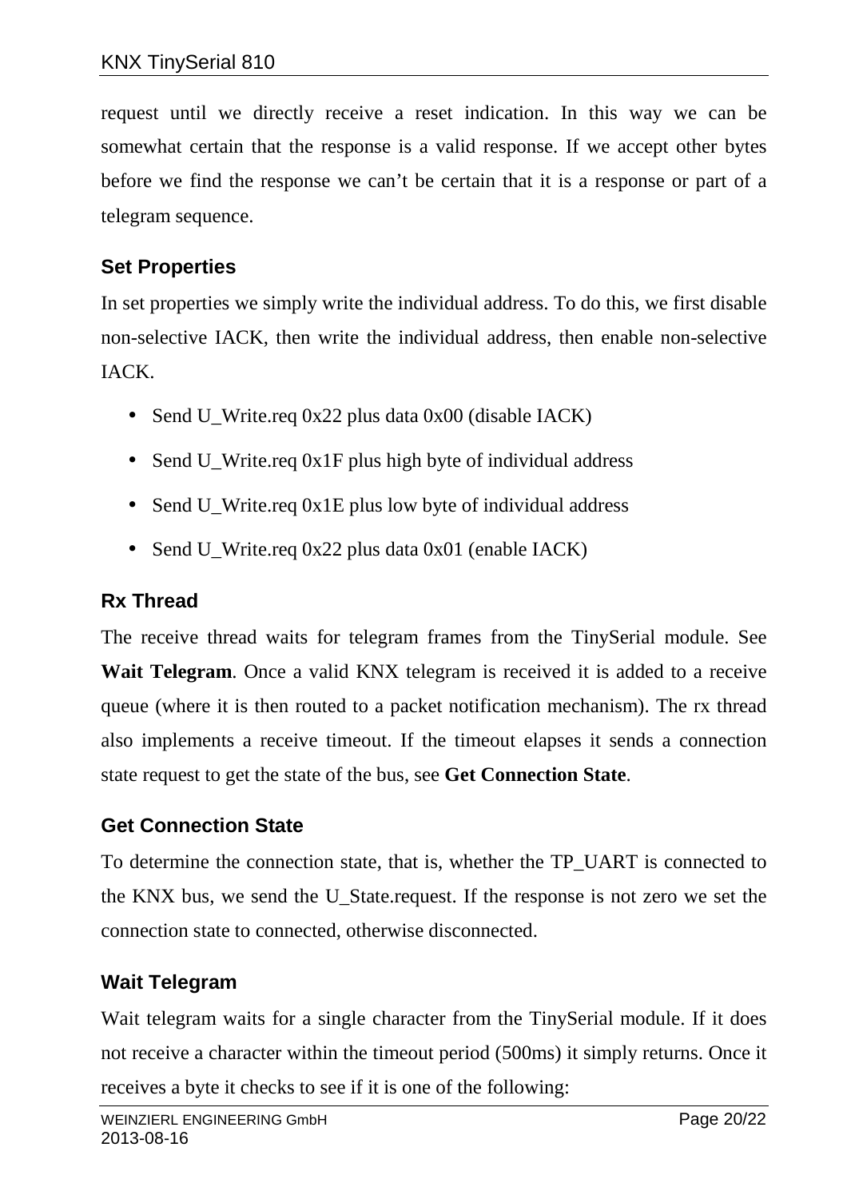request until we directly receive a reset indication. In this way we can be somewhat certain that the response is a valid response. If we accept other bytes before we find the response we can't be certain that it is a response or part of a telegram sequence.

### Set Properties

In set properties we simply write the individual address. To do this, we first disable non-selective IACK, then write the individual address, then enable non-selective IACK.

- Send U_Write.req 0x22 plus data 0x00 (disable IACK)
- Send U_Write.req 0x1F plus high byte of individual address
- Send U_Write.req 0x1E plus low byte of individual address
- Send U_Write.req 0x22 plus data 0x01 (enable IACK)

### Rx Thread

The receive thread waits for telegram frames from the TinySerial module. See **Wait Telegram**. Once a valid KNX telegram is received it is added to a receive queue (where it is then routed to a packet notification mechanism). The rx thread also implements a receive timeout. If the timeout elapses it sends a connection state request to get the state of the bus, see **Get Connection State**.

### Get Connection State

To determine the connection state, that is, whether the TP_UART is connected to the KNX bus, we send the U_State.request. If the response is not zero we set the connection state to connected, otherwise disconnected.

### Wait Telegram

Wait telegram waits for a single character from the TinySerial module. If it does not receive a character within the timeout period (500ms) it simply returns. Once it receives a byte it checks to see if it is one of the following: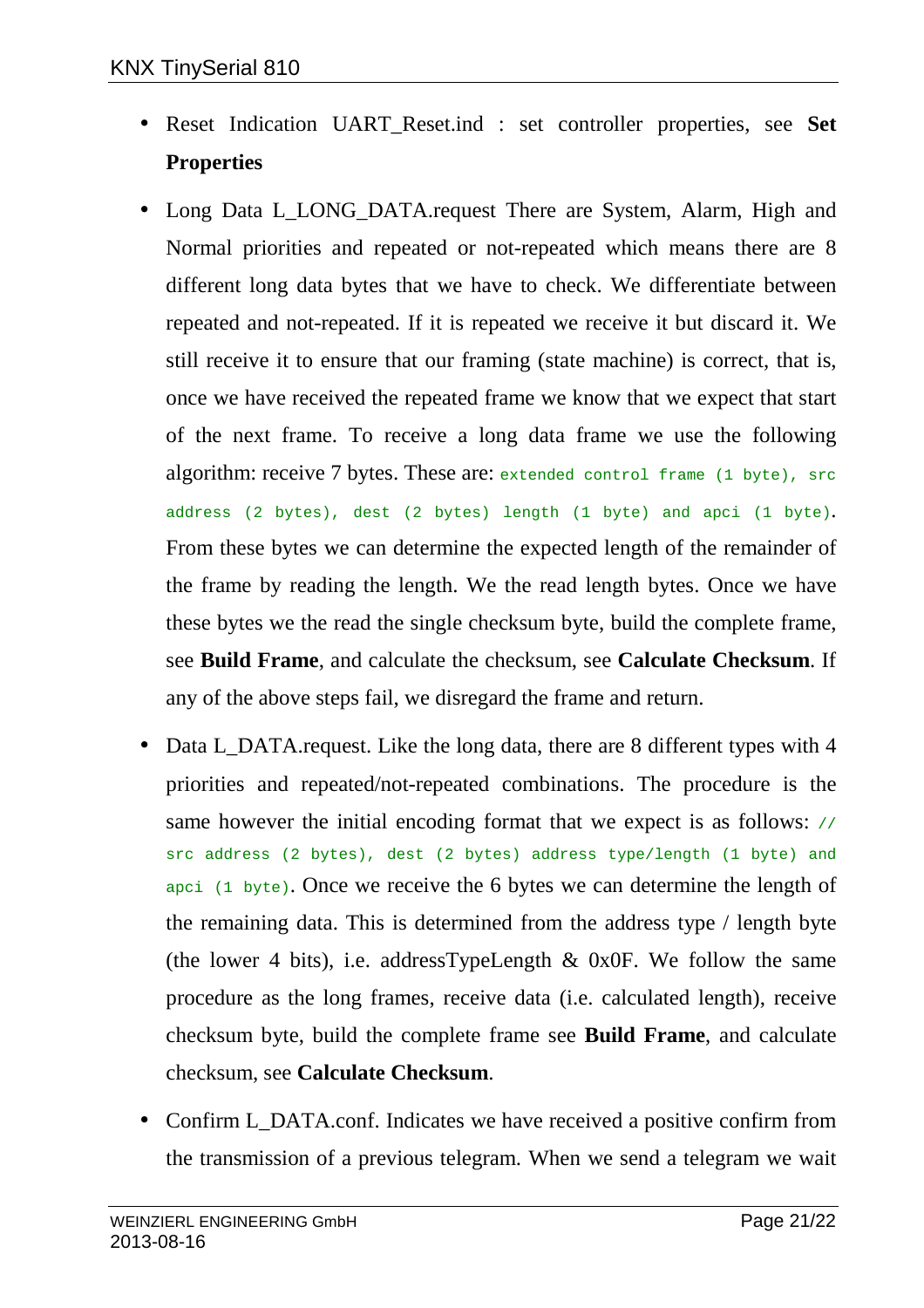- Reset Indication UART_Reset.ind : set controller properties, see **Set Properties**
- Long Data L_LONG_DATA.request There are System, Alarm, High and Normal priorities and repeated or not-repeated which means there are 8 different long data bytes that we have to check. We differentiate between repeated and not-repeated. If it is repeated we receive it but discard it. We still receive it to ensure that our framing (state machine) is correct, that is, once we have received the repeated frame we know that we expect that start of the next frame. To receive a long data frame we use the following algorithm: receive 7 bytes. These are: `extended control frame (1 byte), src address (2 bytes), dest (2 bytes) length (1 byte) and apci (1 byte)`. From these bytes we can determine the expected length of the remainder of the frame by reading the length. We the read length bytes. Once we have these bytes we the read the single checksum byte, build the complete frame, see **Build Frame**, and calculate the checksum, see **Calculate Checksum**. If any of the above steps fail, we disregard the frame and return.
- Data L_DATA.request. Like the long data, there are 8 different types with 4 priorities and repeated/not-repeated combinations. The procedure is the same however the initial encoding format that we expect is as follows: `// src address (2 bytes), dest (2 bytes) address type/length (1 byte) and apci (1 byte)`. Once we receive the 6 bytes we can determine the length of the remaining data. This is determined from the address type / length byte (the lower 4 bits), i.e. addressTypeLength & 0x0F. We follow the same procedure as the long frames, receive data (i.e. calculated length), receive checksum byte, build the complete frame see **Build Frame**, and calculate checksum, see **Calculate Checksum**.
- Confirm L_DATA.conf. Indicates we have received a positive confirm from the transmission of a previous telegram. When we send a telegram we wait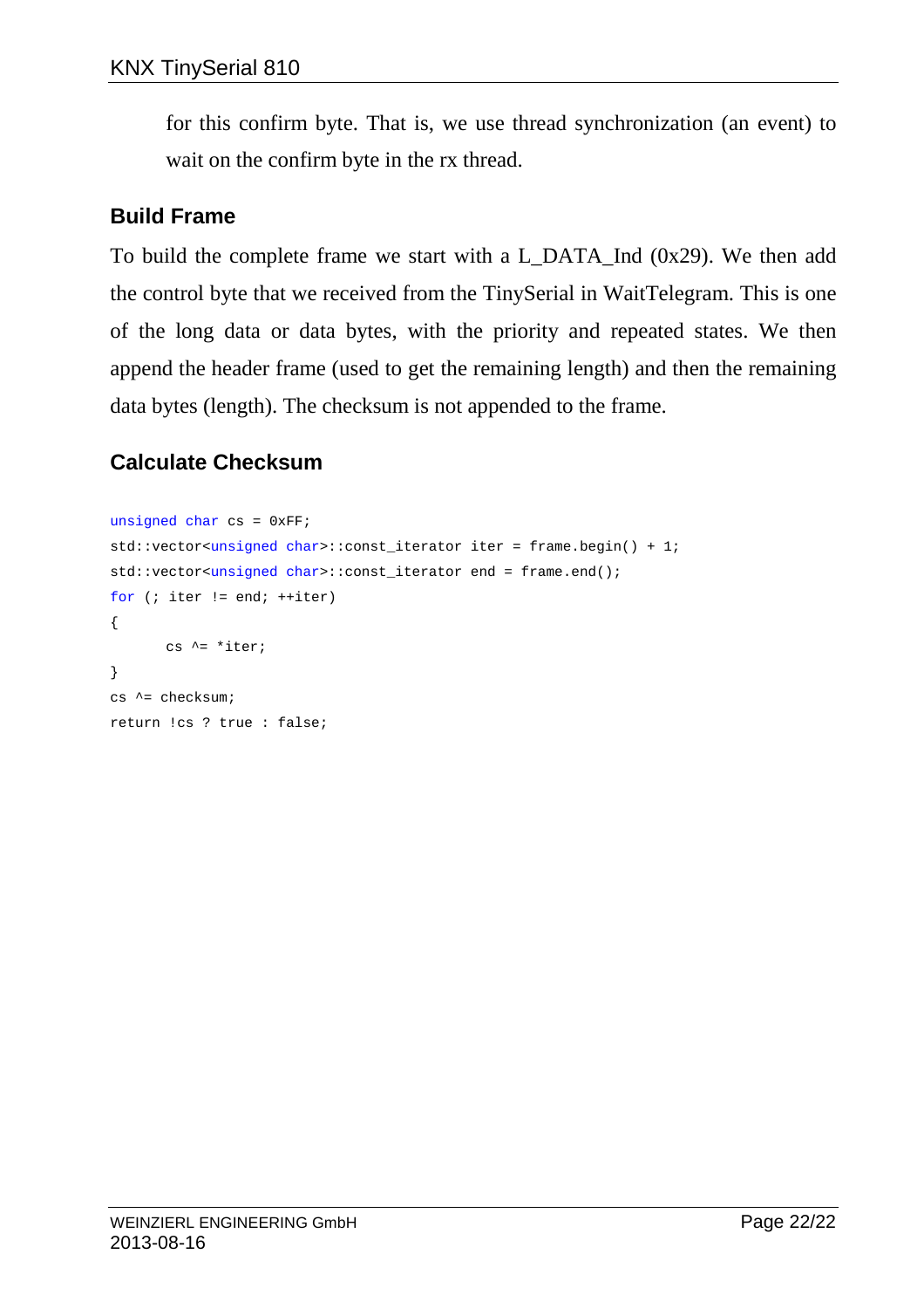for this confirm byte. That is, we use thread synchronization (an event) to wait on the confirm byte in the rx thread.

### Build Frame

To build the complete frame we start with a L_DATA_Ind (0x29). We then add the control byte that we received from the TinySerial in WaitTelegram. This is one of the long data or data bytes, with the priority and repeated states. We then append the header frame (used to get the remaining length) and then the remaining data bytes (length). The checksum is not appended to the frame.

### Calculate Checksum

```
unsigned char cs = 0xFF;
std::vector<unsigned char>::const_iterator iter = frame.begin() + 1;
std::vector<unsigned char>::const_iterator end = frame.end();
for (; iter != end; ++iter)
{
      cs ^= *iter;
}
cs ^= checksum;
return !cs ? true : false;
```